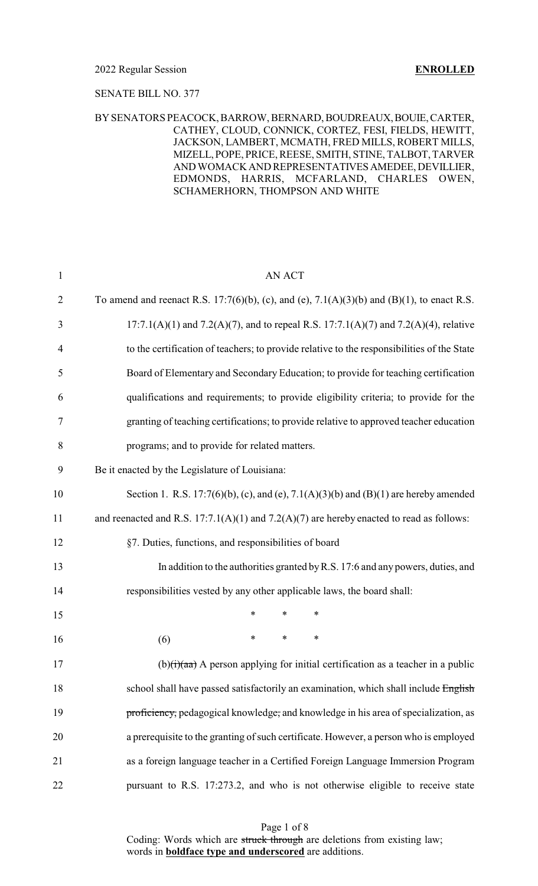2022 Regular Session **ENROLLED**

SENATE BILL NO. 377

BY SENATORS PEACOCK, BARROW, BERNARD, BOUDREAUX, BOUIE, CARTER, CATHEY, CLOUD, CONNICK, CORTEZ, FESI, FIELDS, HEWITT, JACKSON, LAMBERT, MCMATH, FRED MILLS, ROBERT MILLS, MIZELL, POPE, PRICE, REESE, SMITH, STINE, TALBOT, TARVER AND WOMACK AND REPRESENTATIVES AMEDEE, DEVILLIER, EDMONDS, HARRIS, MCFARLAND, CHARLES OWEN, SCHAMERHORN, THOMPSON AND WHITE

1 AN ACT

2 To amend and reenact R.S. 17:7(6)(b), (c), and (e), 7.1(A)(3)(b) and (B)(1), to enact R.S.
3 17:7.1(A)(1) and 7.2(A)(7), and to repeal R.S. 17:7.1(A)(7) and 7.2(A)(4), relative
4 to the certification of teachers; to provide relative to the responsibilities of the State
5 Board of Elementary and Secondary Education; to provide for teaching certification
6 qualifications and requirements; to provide eligibility criteria; to provide for the
7 granting of teaching certifications; to provide relative to approved teacher education
8 programs; and to provide for related matters.

9 Be it enacted by the Legislature of Louisiana:

10 Section 1. R.S. 17:7(6)(b), (c), and (e), 7.1(A)(3)(b) and (B)(1) are hereby amended
11 and reenacted and R.S. 17:7.1(A)(1) and 7.2(A)(7) are hereby enacted to read as follows:

12 §7. Duties, functions, and responsibilities of board

13 In addition to the authorities granted by R.S. 17:6 and any powers, duties, and
14 responsibilities vested by any other applicable laws, the board shall:

15 \* \* \*

16 (6) \* \* \*

17 (b)~~(i)(aa)~~ A person applying for initial certification as a teacher in a public
18 school shall have passed satisfactorily an examination, which shall include ~~English~~
19 ~~proficiency,~~ pedagogical knowledge~~,~~ and knowledge in his area of specialization, as
20 a prerequisite to the granting of such certificate. However, a person who is employed
21 as a foreign language teacher in a Certified Foreign Language Immersion Program
22 pursuant to R.S. 17:273.2, and who is not otherwise eligible to receive state

Coding: Words which are ~~struck through~~ are deletions from existing law; words in **boldface type and underscored** are additions.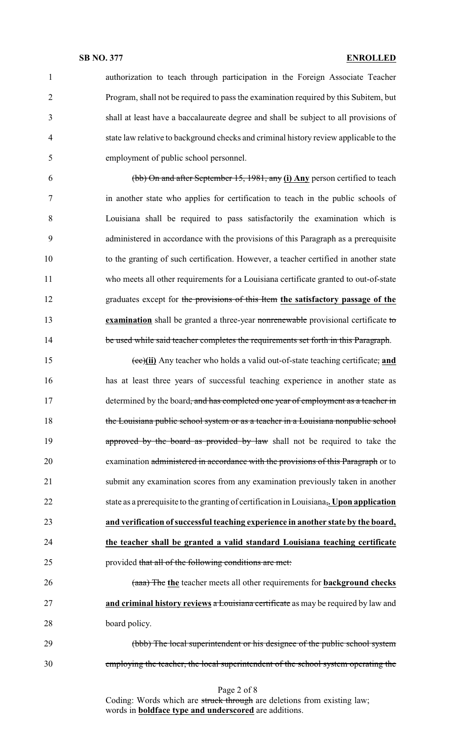authorization to teach through participation in the Foreign Associate Teacher Program, shall not be required to pass the examination required by this Subitem, but shall at least have a baccalaureate degree and shall be subject to all provisions of state law relative to background checks and criminal history review applicable to the employment of public school personnel.

~~(bb) On and after September 15, 1981, any~~ **(i) Any** person certified to teach in another state who applies for certification to teach in the public schools of Louisiana shall be required to pass satisfactorily the examination which is administered in accordance with the provisions of this Paragraph as a prerequisite to the granting of such certification. However, a teacher certified in another state who meets all other requirements for a Louisiana certificate granted to out-of-state graduates except for ~~the provisions of this Item~~ **the satisfactory passage of the examination** shall be granted a three-year ~~nonrenewable~~ provisional certificate ~~to be used while said teacher completes the requirements set forth in this Paragraph~~.

~~(cc)~~**(ii)** Any teacher who holds a valid out-of-state teaching certificate~~,~~ **and** has at least three years of successful teaching experience in another state as determined by the board~~, and has completed one year of employment as a teacher in the Louisiana public school system or as a teacher in a Louisiana nonpublic school approved by the board as provided by law~~ shall not be required to take the examination ~~administered in accordance with the provisions of this Paragraph~~ or to submit any examination scores from any examination previously taken in another state as a prerequisite to the granting of certification in Louisiana~~,~~**. Upon application and verification of successful teaching experience in another state by the board, the teacher shall be granted a valid standard Louisiana teaching certificate** provided ~~that all of the following conditions are met:~~

~~(aaa) The~~ **the** teacher meets all other requirements for **background checks and criminal history reviews** ~~a Louisiana certificate~~ as may be required by law and board policy.

~~(bbb) The local superintendent or his designee of the public school system employing the teacher, the local superintendent of the school system operating the~~

Coding: Words which are ~~struck through~~ are deletions from existing law; words in **boldface type and underscored** are additions.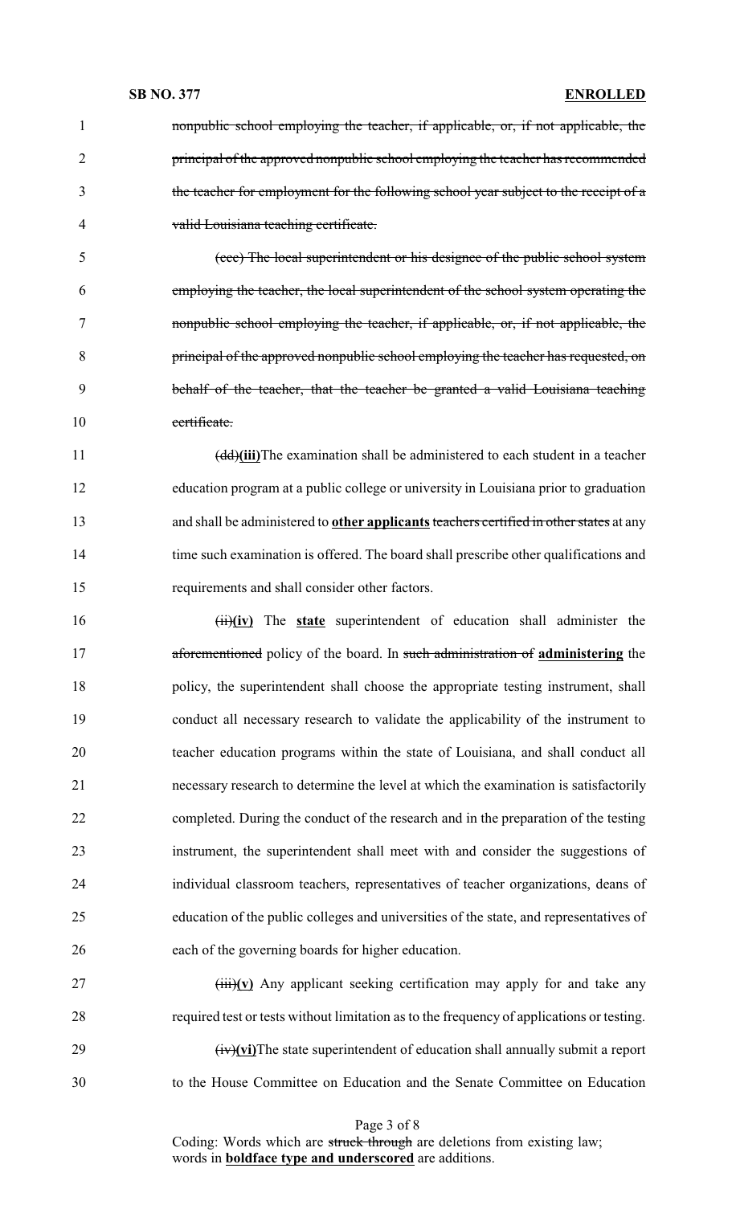nonpublic school employing the teacher, if applicable, or, if not applicable, the principal of the approved nonpublic school employing the teacher has recommended the teacher for employment for the following school year subject to the receipt of a valid Louisiana teaching certificate.

(ccc) The local superintendent or his designee of the public school system employing the teacher, the local superintendent of the school system operating the nonpublic school employing the teacher, if applicable, or, if not applicable, the principal of the approved nonpublic school employing the teacher has requested, on behalf of the teacher, that the teacher be granted a valid Louisiana teaching certificate.

(dd)**(iii)**The examination shall be administered to each student in a teacher education program at a public college or university in Louisiana prior to graduation and shall be administered to **other applicants** teachers certified in other states at any time such examination is offered. The board shall prescribe other qualifications and requirements and shall consider other factors.

(ii)**(iv)** The **state** superintendent of education shall administer the aforementioned policy of the board. In such administration of **administering** the policy, the superintendent shall choose the appropriate testing instrument, shall conduct all necessary research to validate the applicability of the instrument to teacher education programs within the state of Louisiana, and shall conduct all necessary research to determine the level at which the examination is satisfactorily completed. During the conduct of the research and in the preparation of the testing instrument, the superintendent shall meet with and consider the suggestions of individual classroom teachers, representatives of teacher organizations, deans of education of the public colleges and universities of the state, and representatives of each of the governing boards for higher education.

(iii)**(v)** Any applicant seeking certification may apply for and take any required test or tests without limitation as to the frequency of applications or testing.

(iv)**(vi)**The state superintendent of education shall annually submit a report to the House Committee on Education and the Senate Committee on Education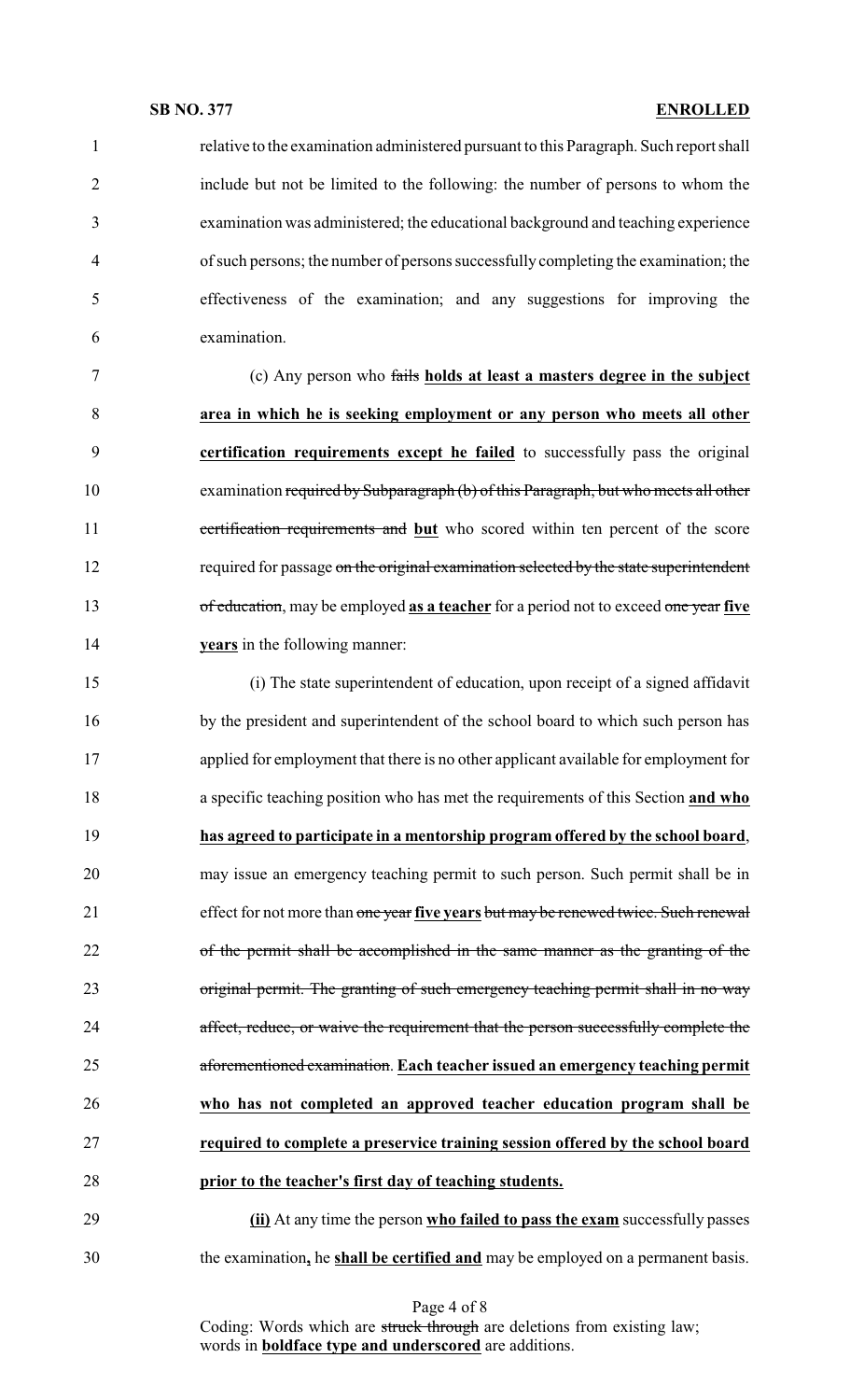relative to the examination administered pursuant to this Paragraph. Such report shall include but not be limited to the following: the number of persons to whom the examination was administered; the educational background and teaching experience of such persons; the number of persons successfully completing the examination; the effectiveness of the examination; and any suggestions for improving the examination.

(c) Any person who ~~fails~~ **holds at least a masters degree in the subject area in which he is seeking employment or any person who meets all other certification requirements except he failed** to successfully pass the original examination ~~required by Subparagraph (b) of this Paragraph, but who meets all other certification requirements and~~ **but** who scored within ten percent of the score required for passage ~~on the original examination selected by the state superintendent of education~~, may be employed **as a teacher** for a period not to exceed ~~one year~~ **five years** in the following manner:

(i) The state superintendent of education, upon receipt of a signed affidavit by the president and superintendent of the school board to which such person has applied for employment that there is no other applicant available for employment for a specific teaching position who has met the requirements of this Section **and who has agreed to participate in a mentorship program offered by the school board**, may issue an emergency teaching permit to such person. Such permit shall be in effect for not more than ~~one year~~ **five years** ~~but may be renewed twice. Such renewal of the permit shall be accomplished in the same manner as the granting of the original permit. The granting of such emergency teaching permit shall in no way affect, reduce, or waive the requirement that the person successfully complete the aforementioned examination~~. **Each teacher issued an emergency teaching permit who has not completed an approved teacher education program shall be required to complete a preservice training session offered by the school board prior to the teacher's first day of teaching students.**

**(ii)** At any time the person **who failed to pass the exam** successfully passes the examination**,** he **shall be certified and** may be employed on a permanent basis.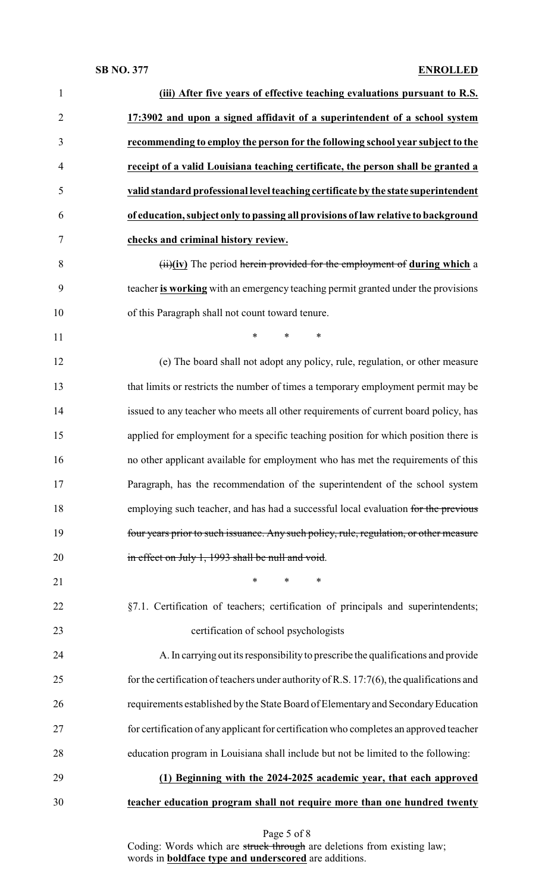**(iii) After five years of effective teaching evaluations pursuant to R.S. 17:3902 and upon a signed affidavit of a superintendent of a school system recommending to employ the person for the following school year subject to the receipt of a valid Louisiana teaching certificate, the person shall be granted a valid standard professional level teaching certificate by the state superintendent of education, subject only to passing all provisions of law relative to background checks and criminal history review.**

~~(ii)~~**(iv)** The period ~~herein provided for the employment of~~ **during which** a teacher **is working** with an emergency teaching permit granted under the provisions of this Paragraph shall not count toward tenure.

\* \* \*

(e) The board shall not adopt any policy, rule, regulation, or other measure that limits or restricts the number of times a temporary employment permit may be issued to any teacher who meets all other requirements of current board policy, has applied for employment for a specific teaching position for which position there is no other applicant available for employment who has met the requirements of this Paragraph, has the recommendation of the superintendent of the school system employing such teacher, and has had a successful local evaluation ~~for the previous four years prior to such issuance. Any such policy, rule, regulation, or other measure in effect on July 1, 1993 shall be null and void~~.

\* \* \*

§7.1. Certification of teachers; certification of principals and superintendents; certification of school psychologists

A. In carrying out its responsibility to prescribe the qualifications and provide for the certification of teachers under authority of R.S. 17:7(6), the qualifications and requirements established by the State Board of Elementary and Secondary Education for certification of any applicant for certification who completes an approved teacher education program in Louisiana shall include but not be limited to the following:

**(1) Beginning with the 2024-2025 academic year, that each approved teacher education program shall not require more than one hundred twenty**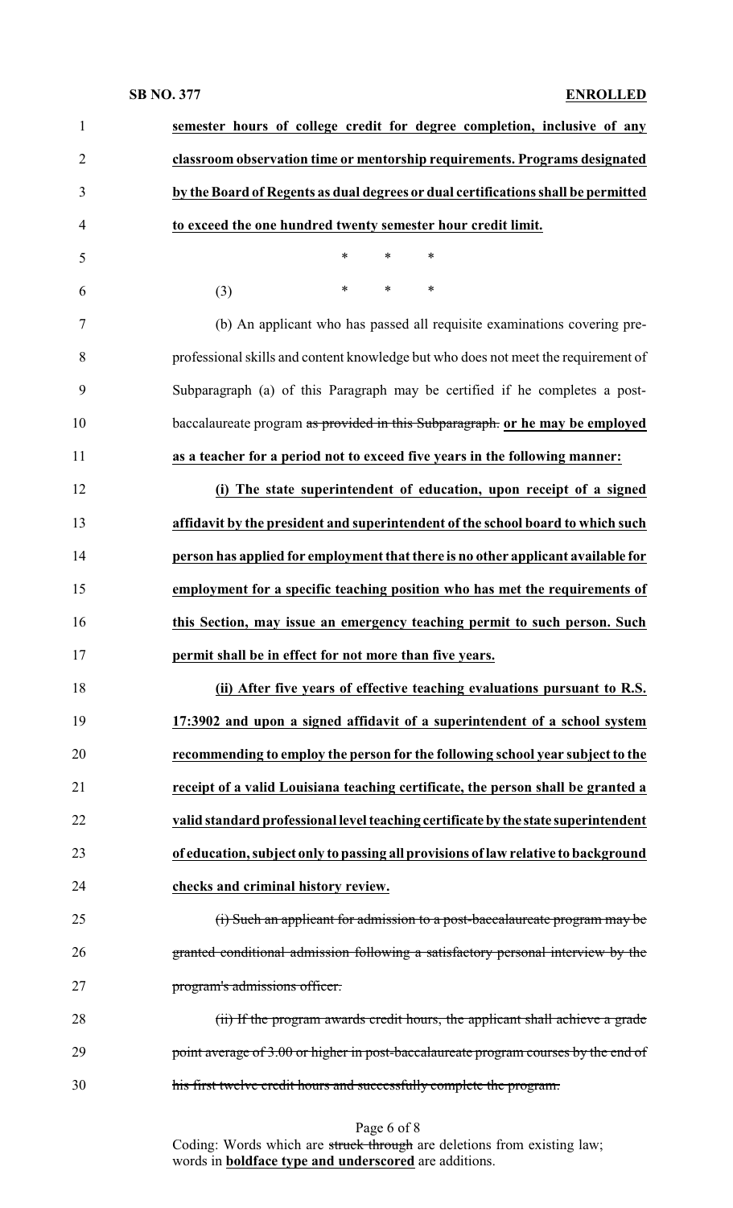**semester hours of college credit for degree completion, inclusive of any classroom observation time or mentorship requirements. Programs designated by the Board of Regents as dual degrees or dual certifications shall be permitted to exceed the one hundred twenty semester hour credit limit.**

\* \* \*

(3) \* \* \*

(b) An applicant who has passed all requisite examinations covering pre-professional skills and content knowledge but who does not meet the requirement of Subparagraph (a) of this Paragraph may be certified if he completes a post-baccalaureate program ~~as provided in this Subparagraph.~~ **or he may be employed as a teacher for a period not to exceed five years in the following manner:**

**(i) The state superintendent of education, upon receipt of a signed affidavit by the president and superintendent of the school board to which such person has applied for employment that there is no other applicant available for employment for a specific teaching position who has met the requirements of this Section, may issue an emergency teaching permit to such person. Such permit shall be in effect for not more than five years.**

**(ii) After five years of effective teaching evaluations pursuant to R.S. 17:3902 and upon a signed affidavit of a superintendent of a school system recommending to employ the person for the following school year subject to the receipt of a valid Louisiana teaching certificate, the person shall be granted a valid standard professional level teaching certificate by the state superintendent of education, subject only to passing all provisions of law relative to background checks and criminal history review.**

~~(i) Such an applicant for admission to a post-baccalaureate program may be granted conditional admission following a satisfactory personal interview by the program's admissions officer.~~

~~(ii) If the program awards credit hours, the applicant shall achieve a grade point average of 3.00 or higher in post-baccalaureate program courses by the end of his first twelve credit hours and successfully complete the program.~~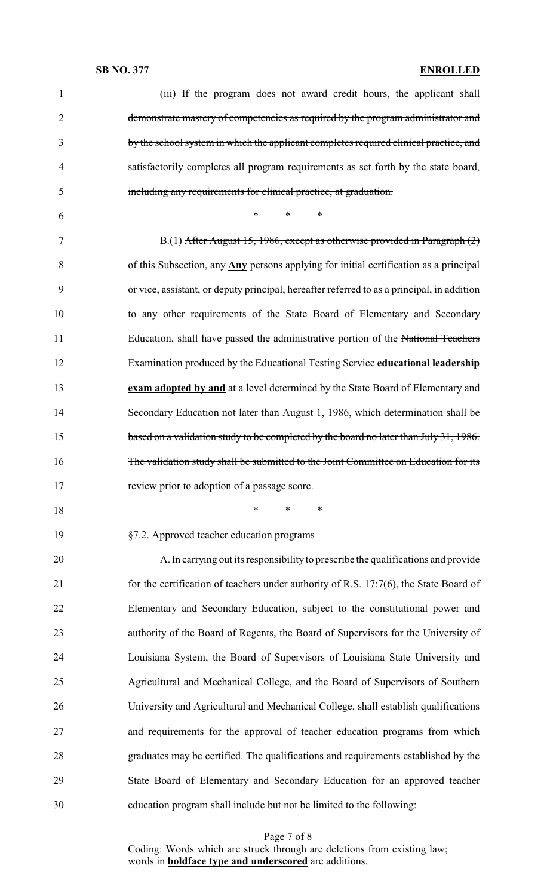~~(iii) If the program does not award credit hours, the applicant shall demonstrate mastery of competencies as required by the program administrator and by the school system in which the applicant completes required clinical practice, and satisfactorily completes all program requirements as set forth by the state board, including any requirements for clinical practice, at graduation.~~

\* \* \*

B.(1) ~~After August 15, 1986, except as otherwise provided in Paragraph (2) of this Subsection, any~~ **Any** persons applying for initial certification as a principal or vice, assistant, or deputy principal, hereafter referred to as a principal, in addition to any other requirements of the State Board of Elementary and Secondary Education, shall have passed the administrative portion of the ~~National Teachers Examination produced by the Educational Testing Service~~ **educational leadership exam adopted by and** at a level determined by the State Board of Elementary and Secondary Education ~~not later than August 1, 1986, which determination shall be based on a validation study to be completed by the board no later than July 31, 1986. The validation study shall be submitted to the Joint Committee on Education for its review prior to adoption of a passage score~~.

\* \* \*

§7.2. Approved teacher education programs

A. In carrying out its responsibility to prescribe the qualifications and provide for the certification of teachers under authority of R.S. 17:7(6), the State Board of Elementary and Secondary Education, subject to the constitutional power and authority of the Board of Regents, the Board of Supervisors for the University of Louisiana System, the Board of Supervisors of Louisiana State University and Agricultural and Mechanical College, and the Board of Supervisors of Southern University and Agricultural and Mechanical College, shall establish qualifications and requirements for the approval of teacher education programs from which graduates may be certified. The qualifications and requirements established by the State Board of Elementary and Secondary Education for an approved teacher education program shall include but not be limited to the following:

Coding: Words which are ~~struck through~~ are deletions from existing law; words in **boldface type and underscored** are additions.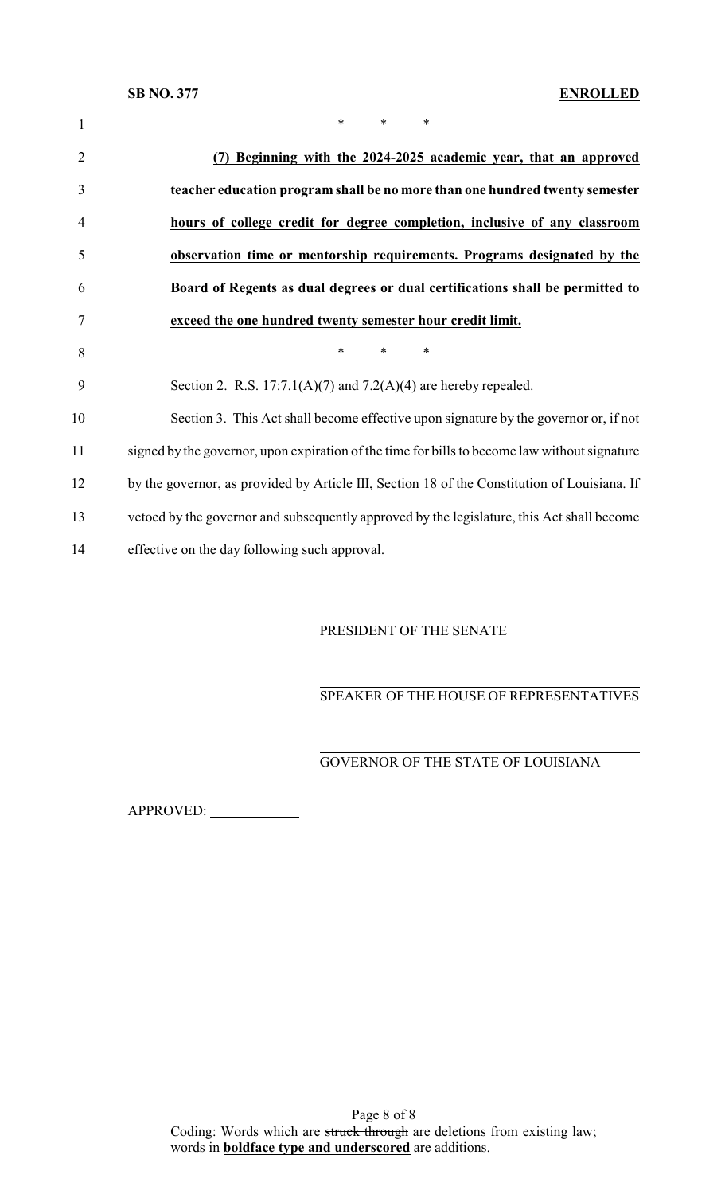\*          \*          \*

**(7) Beginning with the 2024-2025 academic year, that an approved teacher education program shall be no more than one hundred twenty semester hours of college credit for degree completion, inclusive of any classroom observation time or mentorship requirements. Programs designated by the Board of Regents as dual degrees or dual certifications shall be permitted to exceed the one hundred twenty semester hour credit limit.**

\*          \*          \*

Section 2. R.S. 17:7.1(A)(7) and 7.2(A)(4) are hereby repealed.

Section 3. This Act shall become effective upon signature by the governor or, if not signed by the governor, upon expiration of the time for bills to become law without signature by the governor, as provided by Article III, Section 18 of the Constitution of Louisiana. If vetoed by the governor and subsequently approved by the legislature, this Act shall become effective on the day following such approval.

PRESIDENT OF THE SENATE

SPEAKER OF THE HOUSE OF REPRESENTATIVES

GOVERNOR OF THE STATE OF LOUISIANA

APPROVED: \_\_\_\_\_\_\_\_\_\_\_\_

Coding: Words which are ~~struck through~~ are deletions from existing law; words in **boldface type and underscored** are additions.